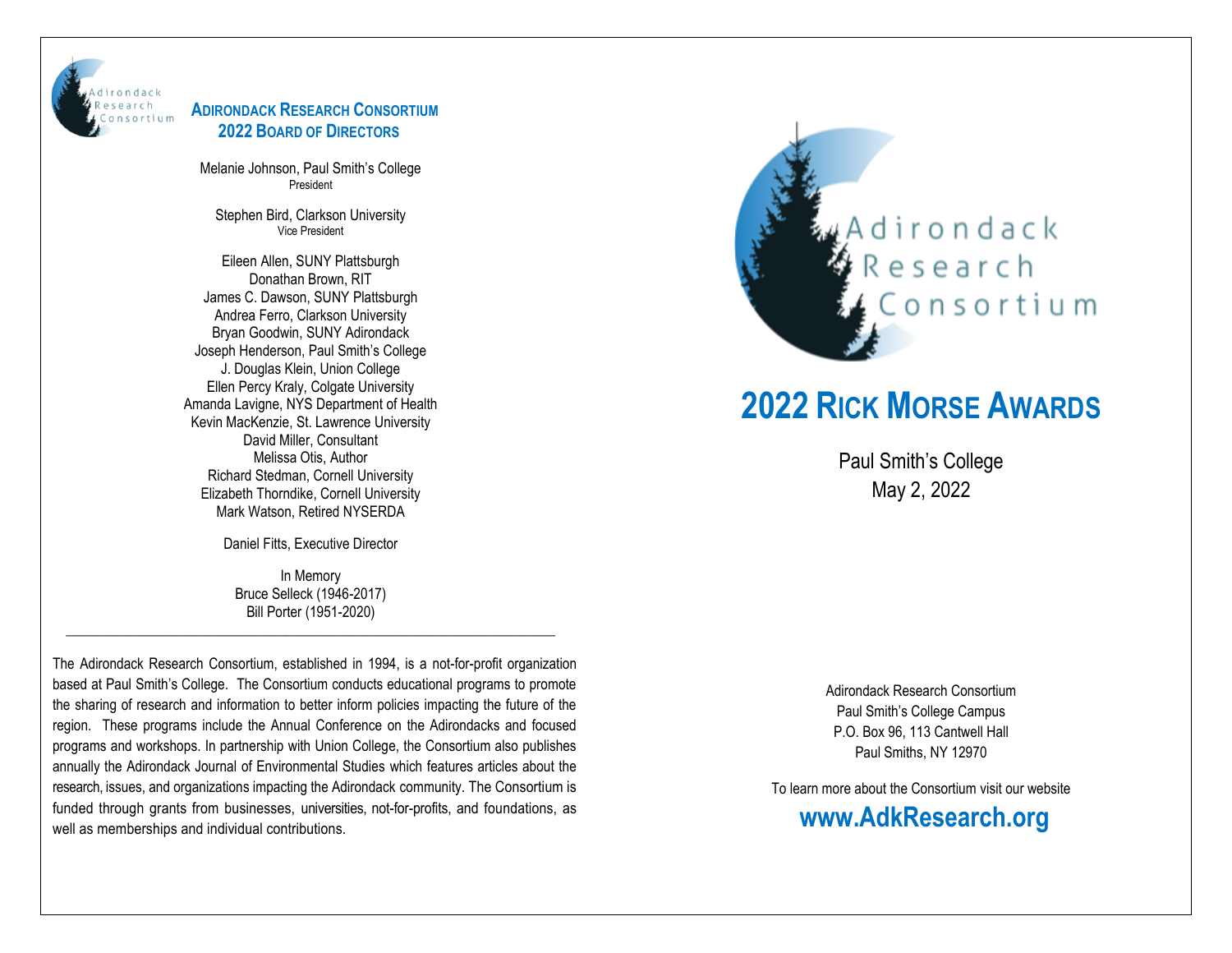## Adirondack Research Consortium 2022 Board of Directors

Melanie Johnson, Paul Smith's College
President

Stephen Bird, Clarkson University
Vice President

Eileen Allen, SUNY Plattsburgh
Donathan Brown, RIT
James C. Dawson, SUNY Plattsburgh
Andrea Ferro, Clarkson University
Bryan Goodwin, SUNY Adirondack
Joseph Henderson, Paul Smith's College
J. Douglas Klein, Union College
Ellen Percy Kraly, Colgate University
Amanda Lavigne, NYS Department of Health
Kevin MacKenzie, St. Lawrence University
David Miller, Consultant
Melissa Otis, Author
Richard Stedman, Cornell University
Elizabeth Thorndike, Cornell University
Mark Watson, Retired NYSERDA

Daniel Fitts, Executive Director

In Memory
Bruce Selleck (1946-2017)
Bill Porter (1951-2020)

---

The Adirondack Research Consortium, established in 1994, is a not-for-profit organization based at Paul Smith's College. The Consortium conducts educational programs to promote the sharing of research and information to better inform policies impacting the future of the region. These programs include the Annual Conference on the Adirondacks and focused programs and workshops. In partnership with Union College, the Consortium also publishes annually the Adirondack Journal of Environmental Studies which features articles about the research, issues, and organizations impacting the Adirondack community. The Consortium is funded through grants from businesses, universities, not-for-profits, and foundations, as well as memberships and individual contributions.

Adirondack Research Consortium

# 2022 Rick Morse Awards

Paul Smith's College
May 2, 2022

Adirondack Research Consortium
Paul Smith's College Campus
P.O. Box 96, 113 Cantwell Hall
Paul Smiths, NY 12970

To learn more about the Consortium visit our website

**www.AdkResearch.org**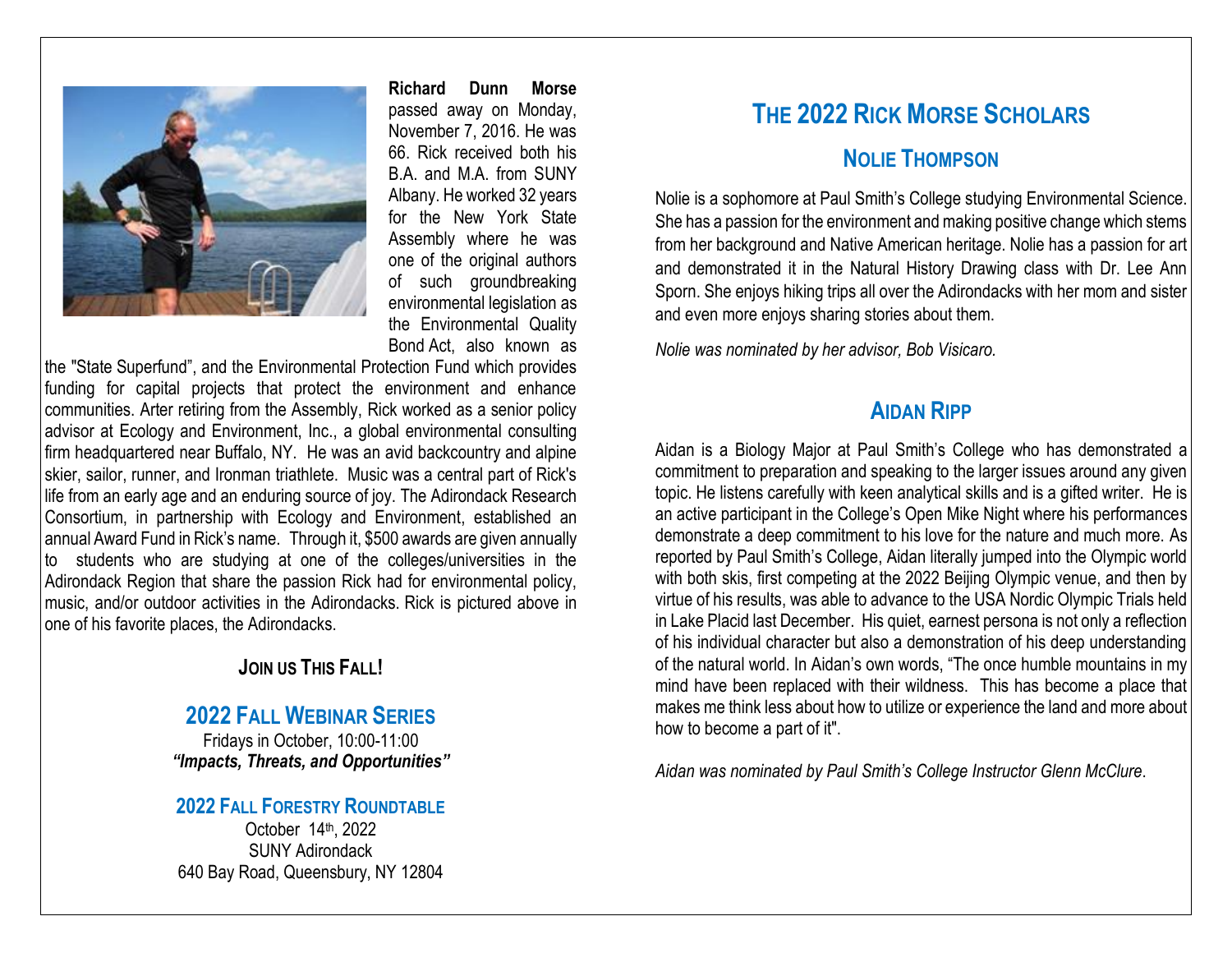**Richard Dunn Morse** passed away on Monday, November 7, 2016. He was 66. Rick received both his B.A. and M.A. from SUNY Albany. He worked 32 years for the New York State Assembly where he was one of the original authors of such groundbreaking environmental legislation as the Environmental Quality Bond Act, also known as the "State Superfund", and the Environmental Protection Fund which provides funding for capital projects that protect the environment and enhance communities. Arter retiring from the Assembly, Rick worked as a senior policy advisor at Ecology and Environment, Inc., a global environmental consulting firm headquartered near Buffalo, NY. He was an avid backcountry and alpine skier, sailor, runner, and Ironman triathlete. Music was a central part of Rick's life from an early age and an enduring source of joy. The Adirondack Research Consortium, in partnership with Ecology and Environment, established an annual Award Fund in Rick's name. Through it, $500 awards are given annually to students who are studying at one of the colleges/universities in the Adirondack Region that share the passion Rick had for environmental policy, music, and/or outdoor activities in the Adirondacks. Rick is pictured above in one of his favorite places, the Adirondacks.

**JOIN US THIS FALL!**

## 2022 FALL WEBINAR SERIES

Fridays in October, 10:00-11:00
***"Impacts, Threats, and Opportunities"***

### 2022 FALL FORESTRY ROUNDTABLE

October 14th, 2022
SUNY Adirondack
640 Bay Road, Queensbury, NY 12804

# THE 2022 RICK MORSE SCHOLARS

## NOLIE THOMPSON

Nolie is a sophomore at Paul Smith's College studying Environmental Science. She has a passion for the environment and making positive change which stems from her background and Native American heritage. Nolie has a passion for art and demonstrated it in the Natural History Drawing class with Dr. Lee Ann Sporn. She enjoys hiking trips all over the Adirondacks with her mom and sister and even more enjoys sharing stories about them.

*Nolie was nominated by her advisor, Bob Visicaro.*

## AIDAN RIPP

Aidan is a Biology Major at Paul Smith's College who has demonstrated a commitment to preparation and speaking to the larger issues around any given topic. He listens carefully with keen analytical skills and is a gifted writer. He is an active participant in the College's Open Mike Night where his performances demonstrate a deep commitment to his love for the nature and much more. As reported by Paul Smith's College, Aidan literally jumped into the Olympic world with both skis, first competing at the 2022 Beijing Olympic venue, and then by virtue of his results, was able to advance to the USA Nordic Olympic Trials held in Lake Placid last December. His quiet, earnest persona is not only a reflection of his individual character but also a demonstration of his deep understanding of the natural world. In Aidan's own words, "The once humble mountains in my mind have been replaced with their wildness. This has become a place that makes me think less about how to utilize or experience the land and more about how to become a part of it".

*Aidan was nominated by Paul Smith's College Instructor Glenn McClure*.